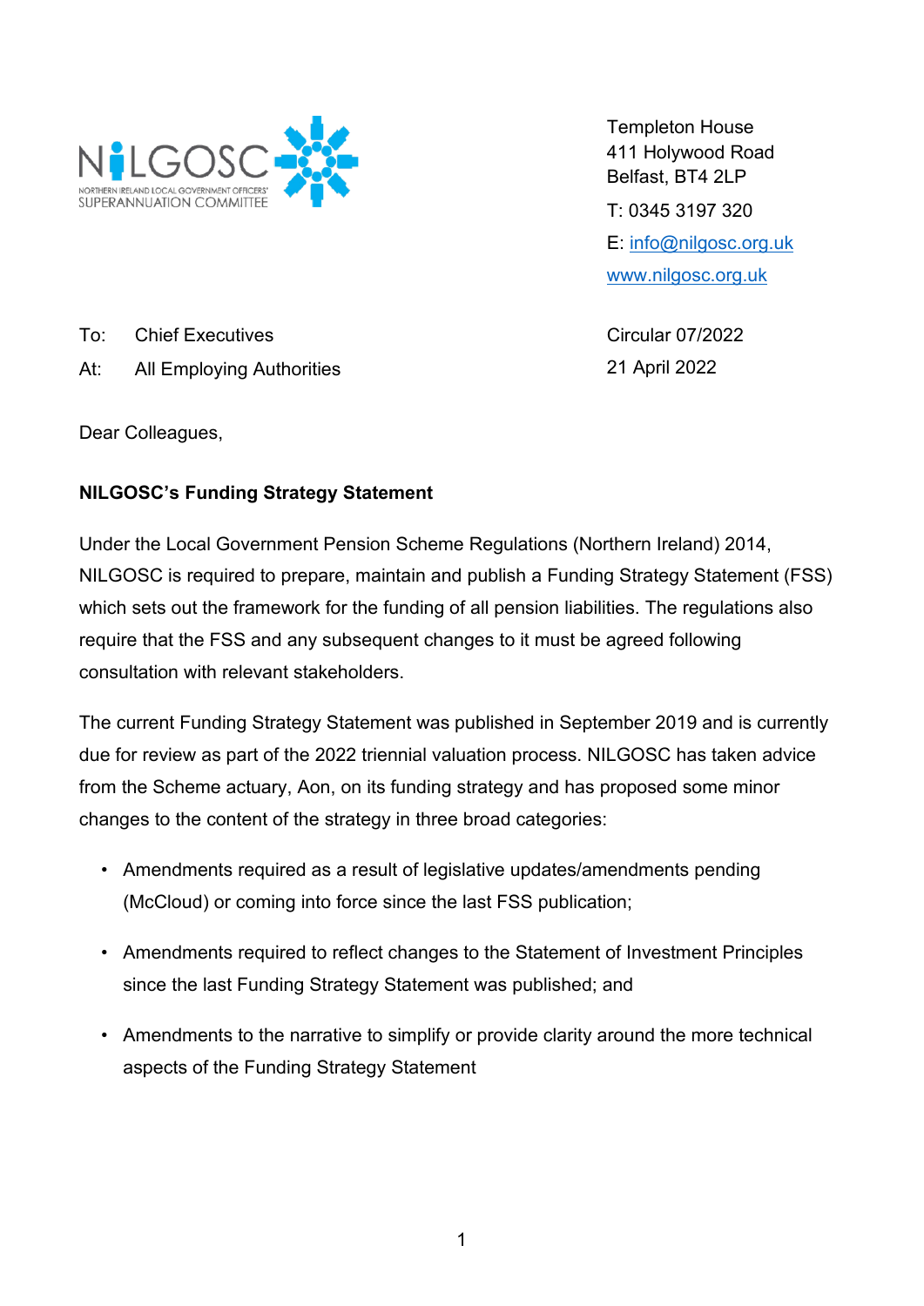NILGOSC
NORTHERN IRELAND LOCAL GOVERNMENT OFFICERS' SUPERANNUATION COMMITTEE

Templeton House
411 Holywood Road
Belfast, BT4 2LP

T: 0345 3197 320

E: info@nilgosc.org.uk

www.nilgosc.org.uk

To: Chief Executives

At: All Employing Authorities

Circular 07/2022

21 April 2022

Dear Colleagues,

**NILGOSC's Funding Strategy Statement**

Under the Local Government Pension Scheme Regulations (Northern Ireland) 2014, NILGOSC is required to prepare, maintain and publish a Funding Strategy Statement (FSS) which sets out the framework for the funding of all pension liabilities. The regulations also require that the FSS and any subsequent changes to it must be agreed following consultation with relevant stakeholders.

The current Funding Strategy Statement was published in September 2019 and is currently due for review as part of the 2022 triennial valuation process. NILGOSC has taken advice from the Scheme actuary, Aon, on its funding strategy and has proposed some minor changes to the content of the strategy in three broad categories:

- Amendments required as a result of legislative updates/amendments pending (McCloud) or coming into force since the last FSS publication;
- Amendments required to reflect changes to the Statement of Investment Principles since the last Funding Strategy Statement was published; and
- Amendments to the narrative to simplify or provide clarity around the more technical aspects of the Funding Strategy Statement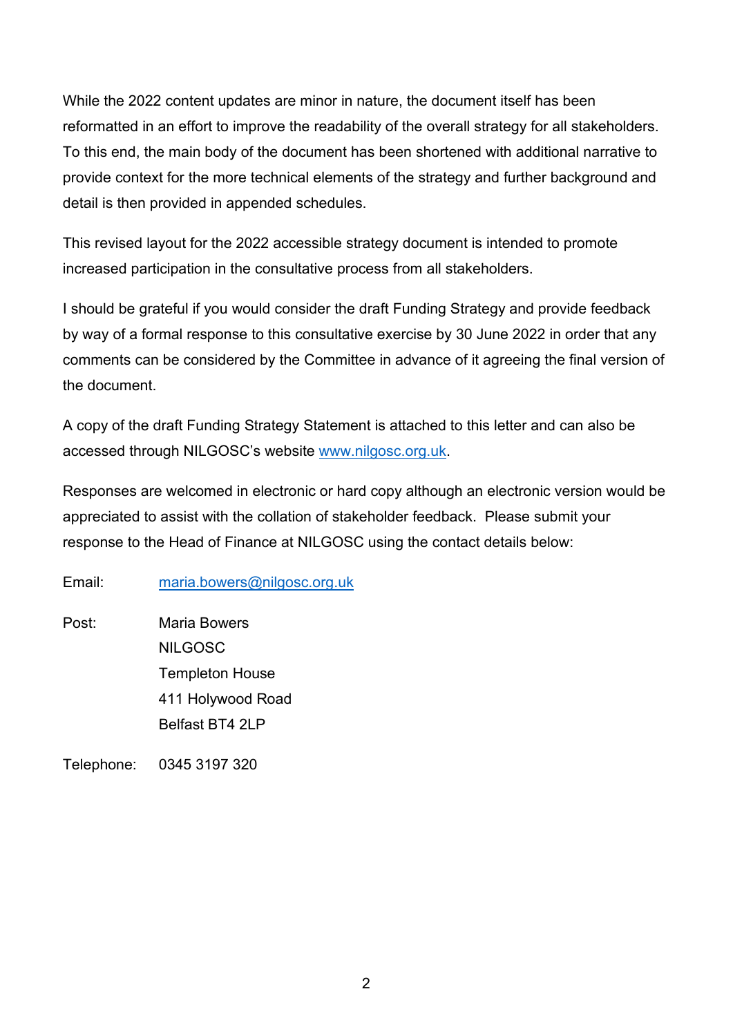While the 2022 content updates are minor in nature, the document itself has been reformatted in an effort to improve the readability of the overall strategy for all stakeholders. To this end, the main body of the document has been shortened with additional narrative to provide context for the more technical elements of the strategy and further background and detail is then provided in appended schedules.

This revised layout for the 2022 accessible strategy document is intended to promote increased participation in the consultative process from all stakeholders.

I should be grateful if you would consider the draft Funding Strategy and provide feedback by way of a formal response to this consultative exercise by 30 June 2022 in order that any comments can be considered by the Committee in advance of it agreeing the final version of the document.

A copy of the draft Funding Strategy Statement is attached to this letter and can also be accessed through NILGOSC's website [www.nilgosc.org.uk](http://www.nilgosc.org.uk).

Responses are welcomed in electronic or hard copy although an electronic version would be appreciated to assist with the collation of stakeholder feedback. Please submit your response to the Head of Finance at NILGOSC using the contact details below:

Email: [maria.bowers@nilgosc.org.uk](mailto:maria.bowers@nilgosc.org.uk)

Post: Maria Bowers
NILGOSC
Templeton House
411 Holywood Road
Belfast BT4 2LP

Telephone: 0345 3197 320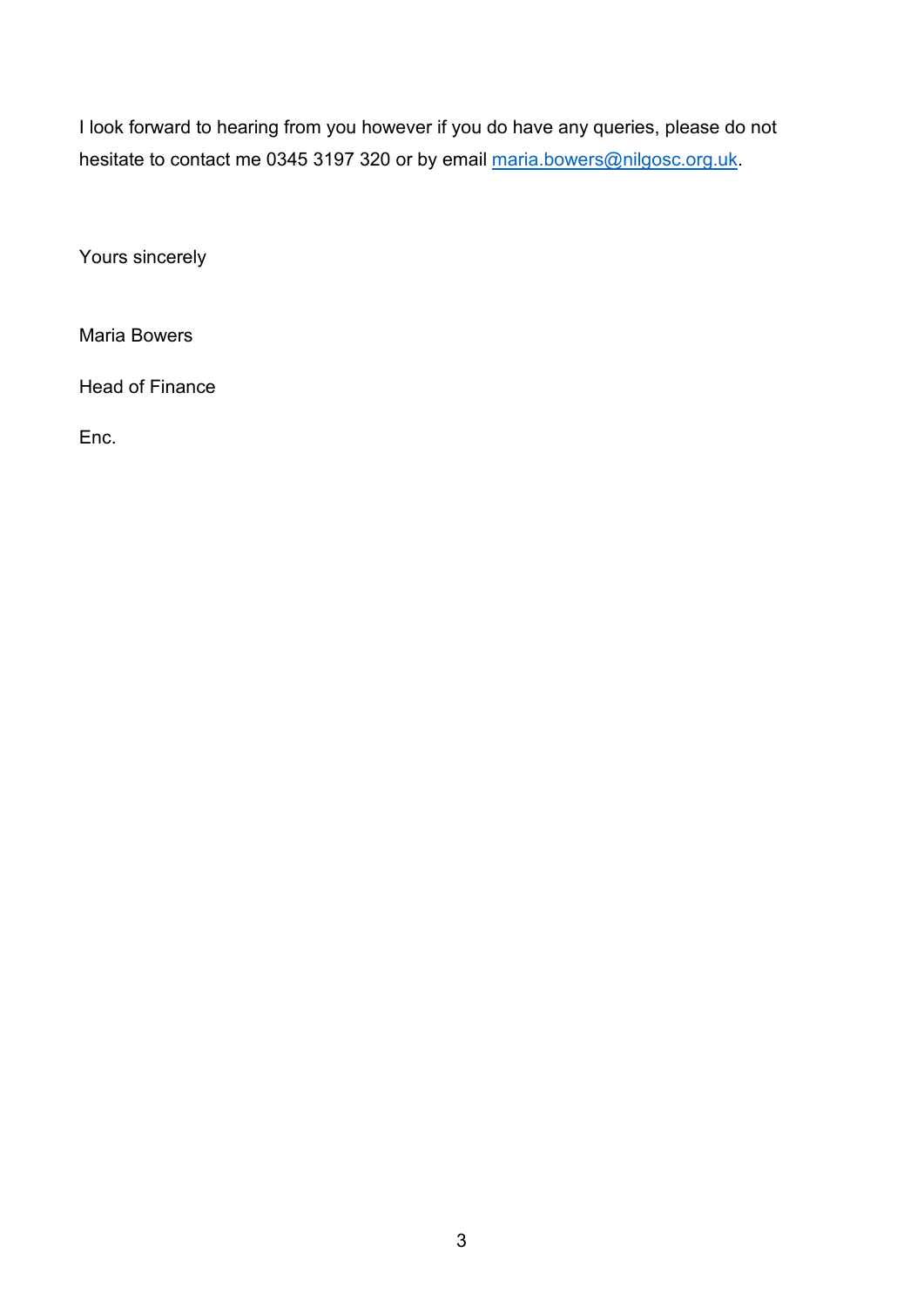I look forward to hearing from you however if you do have any queries, please do not hesitate to contact me 0345 3197 320 or by email maria.bowers@nilgosc.org.uk.

Yours sincerely

Maria Bowers

Head of Finance

Enc.